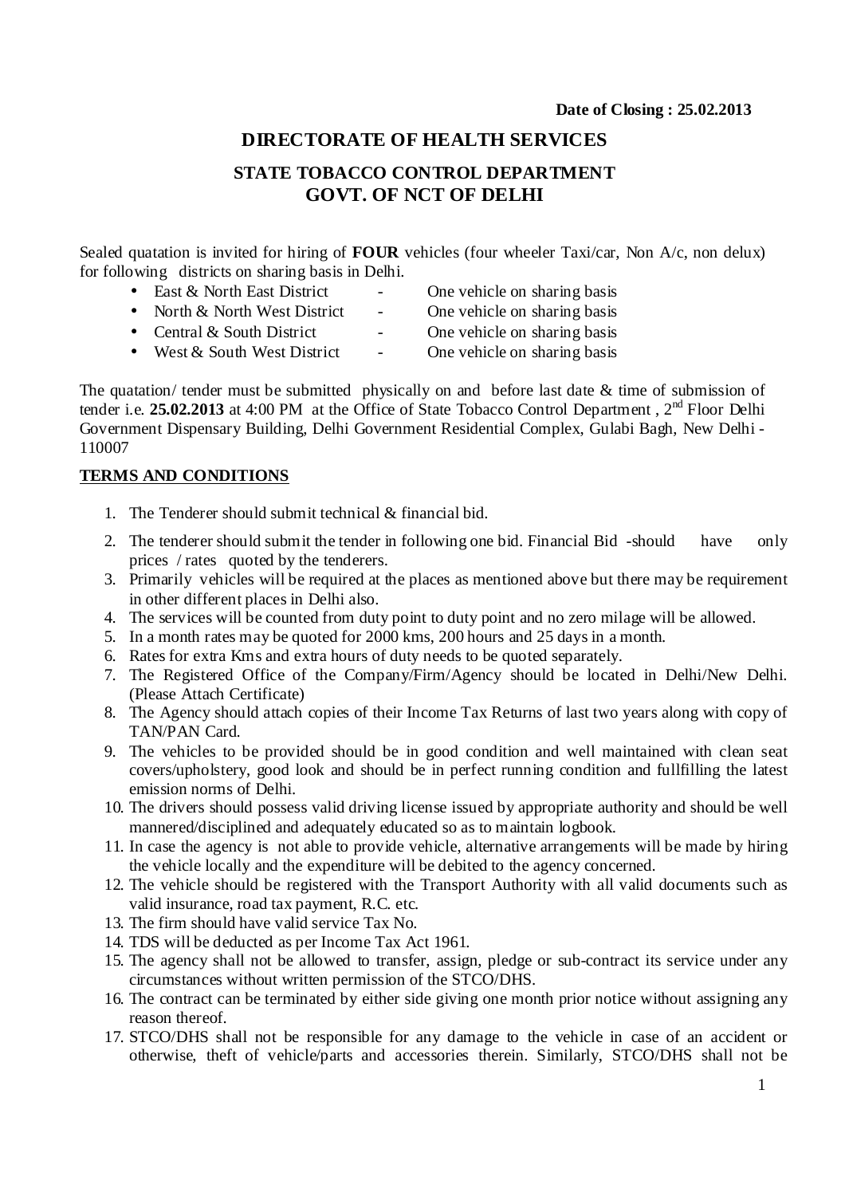**Date of Closing : 25.02.2013**

# DIRECTORATE OF HEALTH SERVICES

## STATE TOBACCO CONTROL DEPARTMENT
## GOVT. OF NCT OF DELHI

Sealed quatation is invited for hiring of **FOUR** vehicles (four wheeler Taxi/car, Non A/c, non delux) for following districts on sharing basis in Delhi.

- East & North East District - One vehicle on sharing basis
- North & North West District - One vehicle on sharing basis
- Central & South District - One vehicle on sharing basis
- West & South West District - One vehicle on sharing basis

The quatation/ tender must be submitted physically on and before last date & time of submission of tender i.e. **25.02.2013** at 4:00 PM at the Office of State Tobacco Control Department , 2nd Floor Delhi Government Dispensary Building, Delhi Government Residential Complex, Gulabi Bagh, New Delhi - 110007

**TERMS AND CONDITIONS**

1. The Tenderer should submit technical & financial bid.
2. The tenderer should submit the tender in following one bid. Financial Bid -should have only prices / rates quoted by the tenderers.
3. Primarily vehicles will be required at the places as mentioned above but there may be requirement in other different places in Delhi also.
4. The services will be counted from duty point to duty point and no zero milage will be allowed.
5. In a month rates may be quoted for 2000 kms, 200 hours and 25 days in a month.
6. Rates for extra Kms and extra hours of duty needs to be quoted separately.
7. The Registered Office of the Company/Firm/Agency should be located in Delhi/New Delhi. (Please Attach Certificate)
8. The Agency should attach copies of their Income Tax Returns of last two years along with copy of TAN/PAN Card.
9. The vehicles to be provided should be in good condition and well maintained with clean seat covers/upholstery, good look and should be in perfect running condition and fullfilling the latest emission norms of Delhi.
10. The drivers should possess valid driving license issued by appropriate authority and should be well mannered/disciplined and adequately educated so as to maintain logbook.
11. In case the agency is not able to provide vehicle, alternative arrangements will be made by hiring the vehicle locally and the expenditure will be debited to the agency concerned.
12. The vehicle should be registered with the Transport Authority with all valid documents such as valid insurance, road tax payment, R.C. etc.
13. The firm should have valid service Tax No.
14. TDS will be deducted as per Income Tax Act 1961.
15. The agency shall not be allowed to transfer, assign, pledge or sub-contract its service under any circumstances without written permission of the STCO/DHS.
16. The contract can be terminated by either side giving one month prior notice without assigning any reason thereof.
17. STCO/DHS shall not be responsible for any damage to the vehicle in case of an accident or otherwise, theft of vehicle/parts and accessories therein. Similarly, STCO/DHS shall not be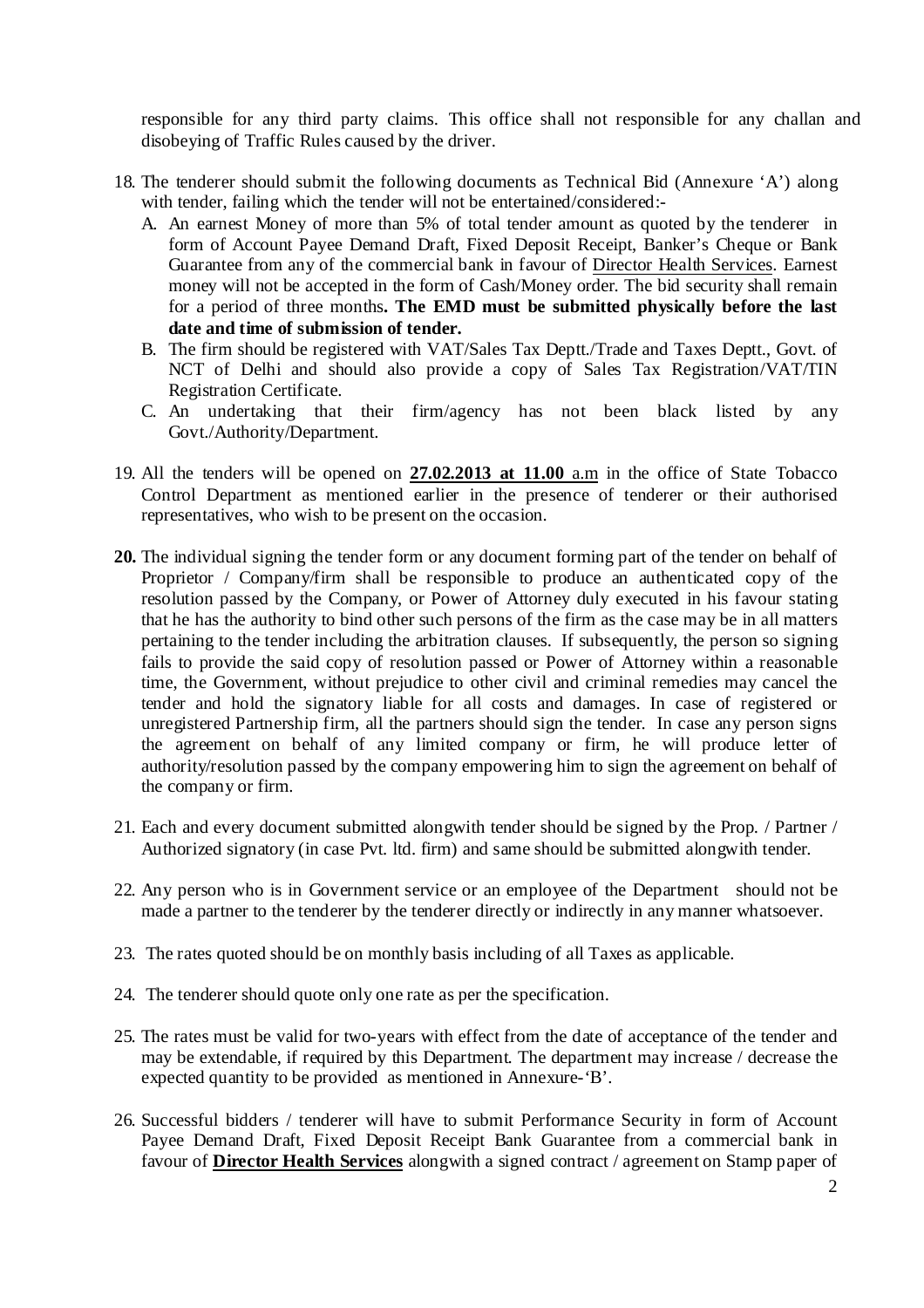responsible for any third party claims. This office shall not responsible for any challan and disobeying of Traffic Rules caused by the driver.

18. The tenderer should submit the following documents as Technical Bid (Annexure 'A') along with tender, failing which the tender will not be entertained/considered:-
    A. An earnest Money of more than 5% of total tender amount as quoted by the tenderer in form of Account Payee Demand Draft, Fixed Deposit Receipt, Banker's Cheque or Bank Guarantee from any of the commercial bank in favour of Director Health Services. Earnest money will not be accepted in the form of Cash/Money order. The bid security shall remain for a period of three months**. The EMD must be submitted physically before the last date and time of submission of tender.**
    B. The firm should be registered with VAT/Sales Tax Deptt./Trade and Taxes Deptt., Govt. of NCT of Delhi and should also provide a copy of Sales Tax Registration/VAT/TIN Registration Certificate.
    C. An undertaking that their firm/agency has not been black listed by any Govt./Authority/Department.

19. All the tenders will be opened on **27.02.2013 at 11.00** a.m in the office of State Tobacco Control Department as mentioned earlier in the presence of tenderer or their authorised representatives, who wish to be present on the occasion.

**20.** The individual signing the tender form or any document forming part of the tender on behalf of Proprietor / Company/firm shall be responsible to produce an authenticated copy of the resolution passed by the Company, or Power of Attorney duly executed in his favour stating that he has the authority to bind other such persons of the firm as the case may be in all matters pertaining to the tender including the arbitration clauses. If subsequently, the person so signing fails to provide the said copy of resolution passed or Power of Attorney within a reasonable time, the Government, without prejudice to other civil and criminal remedies may cancel the tender and hold the signatory liable for all costs and damages. In case of registered or unregistered Partnership firm, all the partners should sign the tender. In case any person signs the agreement on behalf of any limited company or firm, he will produce letter of authority/resolution passed by the company empowering him to sign the agreement on behalf of the company or firm.

21. Each and every document submitted alongwith tender should be signed by the Prop. / Partner / Authorized signatory (in case Pvt. ltd. firm) and same should be submitted alongwith tender.

22. Any person who is in Government service or an employee of the Department should not be made a partner to the tenderer by the tenderer directly or indirectly in any manner whatsoever.

23. The rates quoted should be on monthly basis including of all Taxes as applicable.

24. The tenderer should quote only one rate as per the specification.

25. The rates must be valid for two-years with effect from the date of acceptance of the tender and may be extendable, if required by this Department. The department may increase / decrease the expected quantity to be provided as mentioned in Annexure-'B'.

26. Successful bidders / tenderer will have to submit Performance Security in form of Account Payee Demand Draft, Fixed Deposit Receipt Bank Guarantee from a commercial bank in favour of **Director Health Services** alongwith a signed contract / agreement on Stamp paper of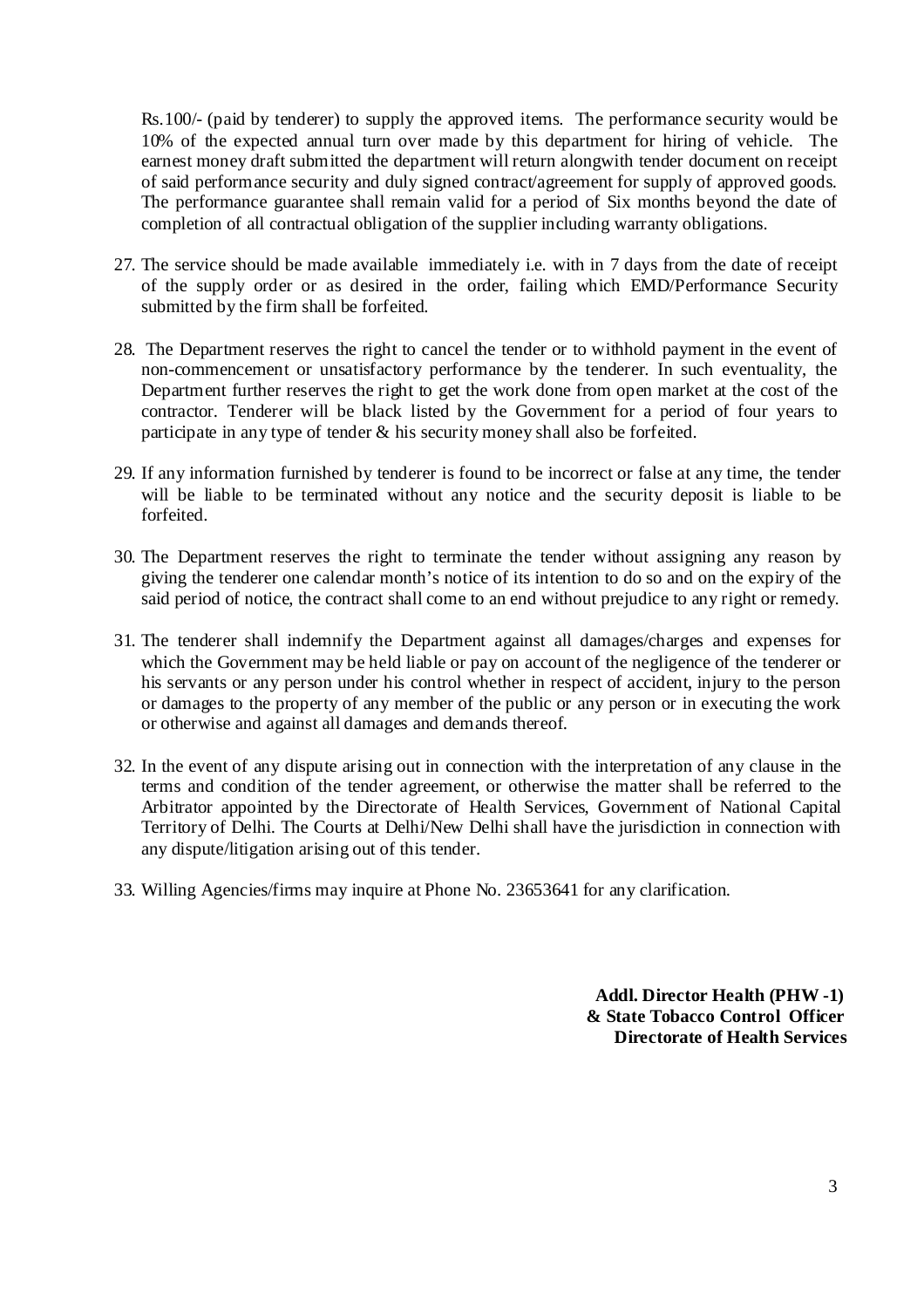Rs.100/- (paid by tenderer) to supply the approved items. The performance security would be 10% of the expected annual turn over made by this department for hiring of vehicle. The earnest money draft submitted the department will return alongwith tender document on receipt of said performance security and duly signed contract/agreement for supply of approved goods. The performance guarantee shall remain valid for a period of Six months beyond the date of completion of all contractual obligation of the supplier including warranty obligations.

27. The service should be made available immediately i.e. with in 7 days from the date of receipt of the supply order or as desired in the order, failing which EMD/Performance Security submitted by the firm shall be forfeited.

28. The Department reserves the right to cancel the tender or to withhold payment in the event of non-commencement or unsatisfactory performance by the tenderer. In such eventuality, the Department further reserves the right to get the work done from open market at the cost of the contractor. Tenderer will be black listed by the Government for a period of four years to participate in any type of tender & his security money shall also be forfeited.

29. If any information furnished by tenderer is found to be incorrect or false at any time, the tender will be liable to be terminated without any notice and the security deposit is liable to be forfeited.

30. The Department reserves the right to terminate the tender without assigning any reason by giving the tenderer one calendar month's notice of its intention to do so and on the expiry of the said period of notice, the contract shall come to an end without prejudice to any right or remedy.

31. The tenderer shall indemnify the Department against all damages/charges and expenses for which the Government may be held liable or pay on account of the negligence of the tenderer or his servants or any person under his control whether in respect of accident, injury to the person or damages to the property of any member of the public or any person or in executing the work or otherwise and against all damages and demands thereof.

32. In the event of any dispute arising out in connection with the interpretation of any clause in the terms and condition of the tender agreement, or otherwise the matter shall be referred to the Arbitrator appointed by the Directorate of Health Services, Government of National Capital Territory of Delhi. The Courts at Delhi/New Delhi shall have the jurisdiction in connection with any dispute/litigation arising out of this tender.

33. Willing Agencies/firms may inquire at Phone No. 23653641 for any clarification.

**Addl. Director Health (PHW -1)**
**& State Tobacco Control Officer**
**Directorate of Health Services**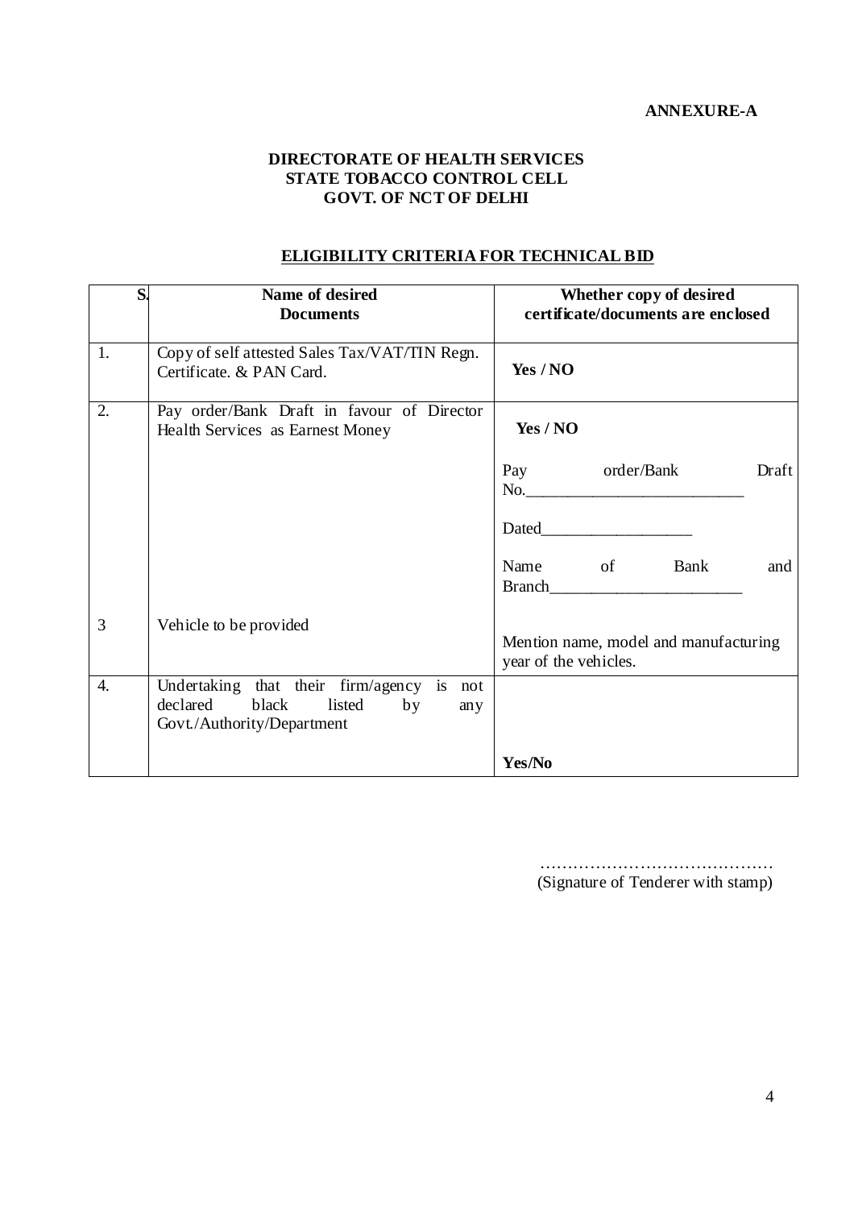**ANNEXURE-A**

**DIRECTORATE OF HEALTH SERVICES**
**STATE TOBACCO CONTROL CELL**
**GOVT. OF NCT OF DELHI**

**ELIGIBILITY CRITERIA FOR TECHNICAL BID**

| S. | Name of desired Documents | Whether copy of desired certificate/documents are enclosed |
|---|---|---|
| 1. | Copy of self attested Sales Tax/VAT/TIN Regn. Certificate. & PAN Card. | **Yes / NO** |
| 2. | Pay order/Bank Draft in favour of Director Health Services as Earnest Money | **Yes / NO**<br><br>Pay order/Bank Draft No.__________________________<br><br>Dated__________________<br><br>Name of Bank and Branch______________________ |
| 3 | Vehicle to be provided | Mention name, model and manufacturing year of the vehicles. |
| 4. | Undertaking that their firm/agency is not declared black listed by any Govt./Authority/Department | **Yes/No** |

……………………………………
(Signature of Tenderer with stamp)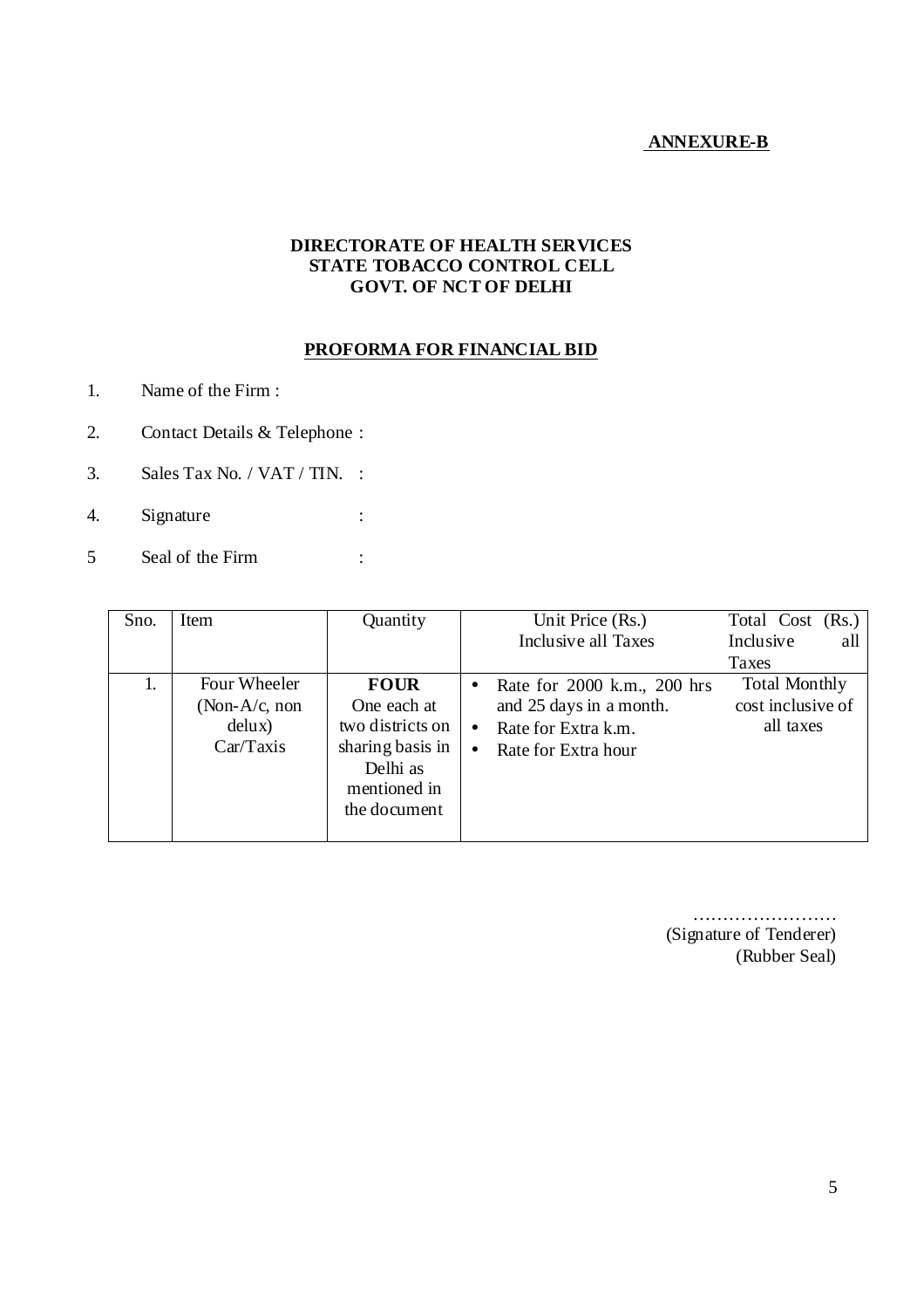**ANNEXURE-B**

**DIRECTORATE OF HEALTH SERVICES**
**STATE TOBACCO CONTROL CELL**
**GOVT. OF NCT OF DELHI**

**PROFORMA FOR FINANCIAL BID**

1. Name of the Firm :
2. Contact Details & Telephone :
3. Sales Tax No. / VAT / TIN. :
4. Signature :
5 Seal of the Firm :

| Sno. | Item | Quantity | Unit Price (Rs.) Inclusive all Taxes | Total Cost (Rs.) Inclusive all Taxes |
|---|---|---|---|---|
| 1. | Four Wheeler (Non-A/c, non delux) Car/Taxis | **FOUR** One each at two districts on sharing basis in Delhi as mentioned in the document | • Rate for 2000 k.m., 200 hrs and 25 days in a month.<br>• Rate for Extra k.m.<br>• Rate for Extra hour | Total Monthly cost inclusive of all taxes |

……………………
(Signature of Tenderer)
(Rubber Seal)